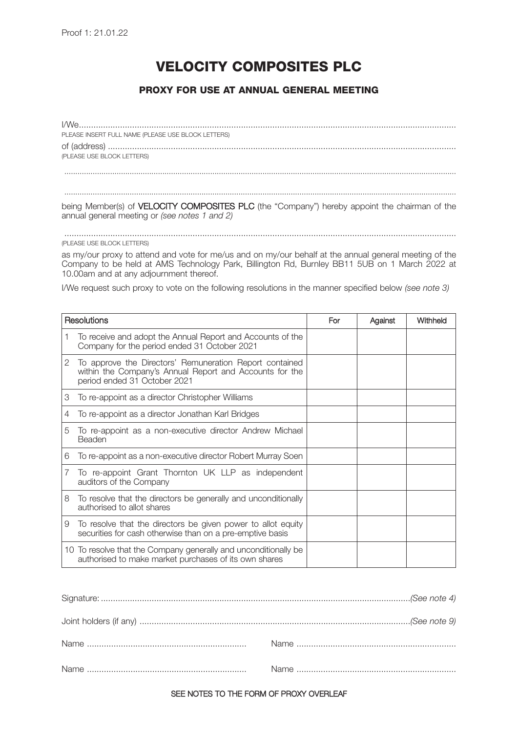Proof 1: 21.01.22

# VELOCITY COMPOSITES PLC

## PROXY FOR USE AT ANNUAL GENERAL MEETING

I/We.......................................................................................................................................................

PLEASE INSERT FULL NAME (PLEASE USE BLOCK LETTERS)

of (address) ..........................................................................................................................................

(PLEASE USE BLOCK LETTERS)

...............................................................................................................................................................

...............................................................................................................................................................

being Member(s) of **VELOCITY COMPOSITES PLC** (the "Company") hereby appoint the chairman of the annual general meeting or *(see notes 1 and 2)*

...............................................................................................................................................................

(PLEASE USE BLOCK LETTERS)

as my/our proxy to attend and vote for me/us and on my/our behalf at the annual general meeting of the Company to be held at AMS Technology Park, Billington Rd, Burnley BB11 5UB on 1 March 2022 at 10.00am and at any adjournment thereof.

I/We request such proxy to vote on the following resolutions in the manner specified below *(see note 3)*

| Resolutions | For | Against | Withheld |
|---|---|---|---|
| 1 To receive and adopt the Annual Report and Accounts of the Company for the period ended 31 October 2021 | | | |
| 2 To approve the Directors' Remuneration Report contained within the Company's Annual Report and Accounts for the period ended 31 October 2021 | | | |
| 3 To re-appoint as a director Christopher Williams | | | |
| 4 To re-appoint as a director Jonathan Karl Bridges | | | |
| 5 To re-appoint as a non-executive director Andrew Michael Beaden | | | |
| 6 To re-appoint as a non-executive director Robert Murray Soen | | | |
| 7 To re-appoint Grant Thornton UK LLP as independent auditors of the Company | | | |
| 8 To resolve that the directors be generally and unconditionally authorised to allot shares | | | |
| 9 To resolve that the directors be given power to allot equity securities for cash otherwise than on a pre-emptive basis | | | |
| 10 To resolve that the Company generally and unconditionally be authorised to make market purchases of its own shares | | | |

Signature: ..................................................................................................................................*(See note 4)*

Joint holders (if any) ...................................................................................................................*(See note 9)*

Name .................................................................. Name ..................................................................

Name .................................................................. Name ..................................................................

SEE NOTES TO THE FORM OF PROXY OVERLEAF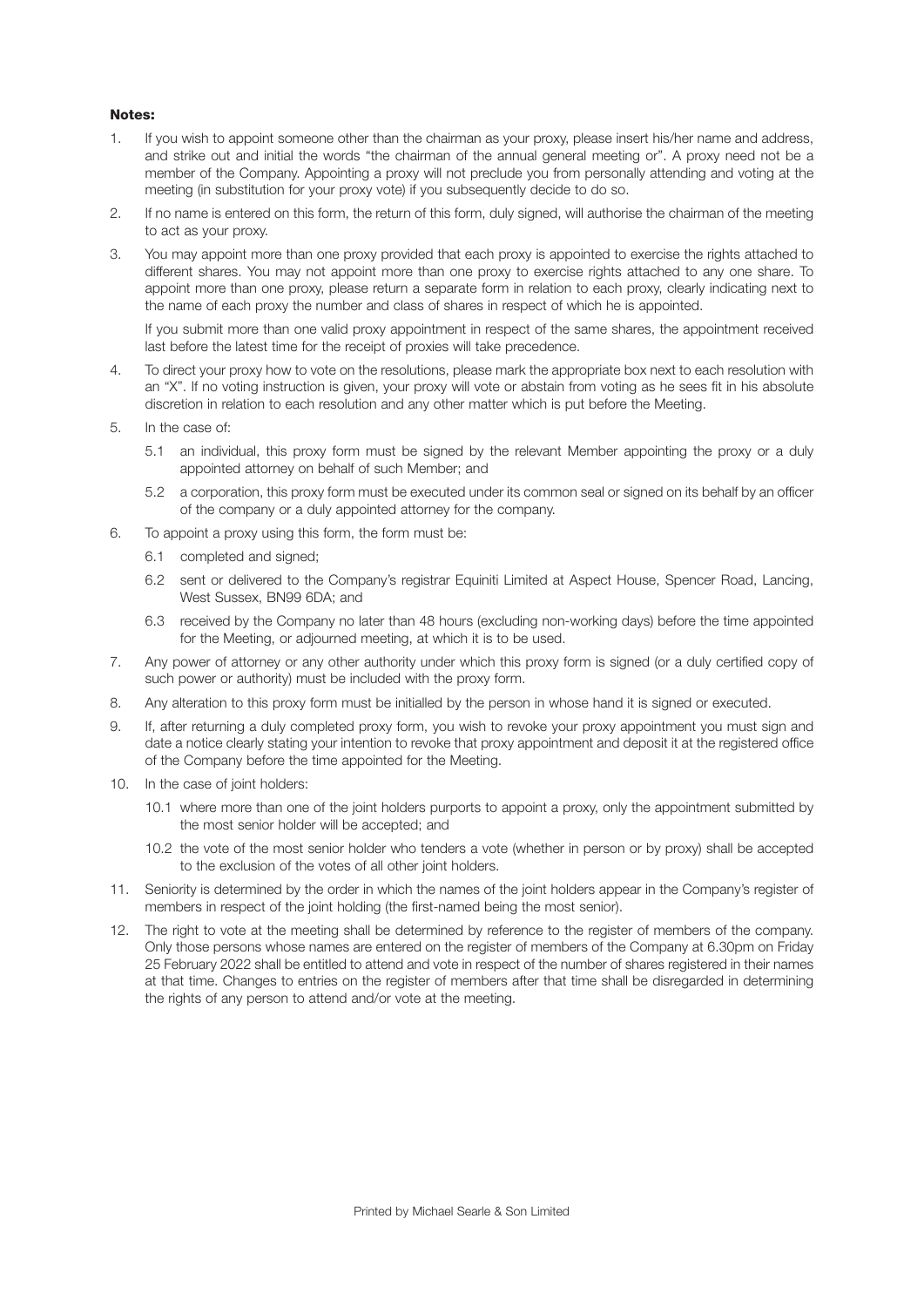**Notes:**

1. If you wish to appoint someone other than the chairman as your proxy, please insert his/her name and address, and strike out and initial the words "the chairman of the annual general meeting or". A proxy need not be a member of the Company. Appointing a proxy will not preclude you from personally attending and voting at the meeting (in substitution for your proxy vote) if you subsequently decide to do so.
2. If no name is entered on this form, the return of this form, duly signed, will authorise the chairman of the meeting to act as your proxy.
3. You may appoint more than one proxy provided that each proxy is appointed to exercise the rights attached to different shares. You may not appoint more than one proxy to exercise rights attached to any one share. To appoint more than one proxy, please return a separate form in relation to each proxy, clearly indicating next to the name of each proxy the number and class of shares in respect of which he is appointed.

   If you submit more than one valid proxy appointment in respect of the same shares, the appointment received last before the latest time for the receipt of proxies will take precedence.
4. To direct your proxy how to vote on the resolutions, please mark the appropriate box next to each resolution with an "X". If no voting instruction is given, your proxy will vote or abstain from voting as he sees fit in his absolute discretion in relation to each resolution and any other matter which is put before the Meeting.
5. In the case of:

   5.1 an individual, this proxy form must be signed by the relevant Member appointing the proxy or a duly appointed attorney on behalf of such Member; and

   5.2 a corporation, this proxy form must be executed under its common seal or signed on its behalf by an officer of the company or a duly appointed attorney for the company.
6. To appoint a proxy using this form, the form must be:

   6.1 completed and signed;

   6.2 sent or delivered to the Company's registrar Equiniti Limited at Aspect House, Spencer Road, Lancing, West Sussex, BN99 6DA; and

   6.3 received by the Company no later than 48 hours (excluding non-working days) before the time appointed for the Meeting, or adjourned meeting, at which it is to be used.
7. Any power of attorney or any other authority under which this proxy form is signed (or a duly certified copy of such power or authority) must be included with the proxy form.
8. Any alteration to this proxy form must be initialled by the person in whose hand it is signed or executed.
9. If, after returning a duly completed proxy form, you wish to revoke your proxy appointment you must sign and date a notice clearly stating your intention to revoke that proxy appointment and deposit it at the registered office of the Company before the time appointed for the Meeting.
10. In the case of joint holders:

    10.1 where more than one of the joint holders purports to appoint a proxy, only the appointment submitted by the most senior holder will be accepted; and

    10.2 the vote of the most senior holder who tenders a vote (whether in person or by proxy) shall be accepted to the exclusion of the votes of all other joint holders.
11. Seniority is determined by the order in which the names of the joint holders appear in the Company's register of members in respect of the joint holding (the first-named being the most senior).
12. The right to vote at the meeting shall be determined by reference to the register of members of the company. Only those persons whose names are entered on the register of members of the Company at 6.30pm on Friday 25 February 2022 shall be entitled to attend and vote in respect of the number of shares registered in their names at that time. Changes to entries on the register of members after that time shall be disregarded in determining the rights of any person to attend and/or vote at the meeting.

Printed by Michael Searle & Son Limited